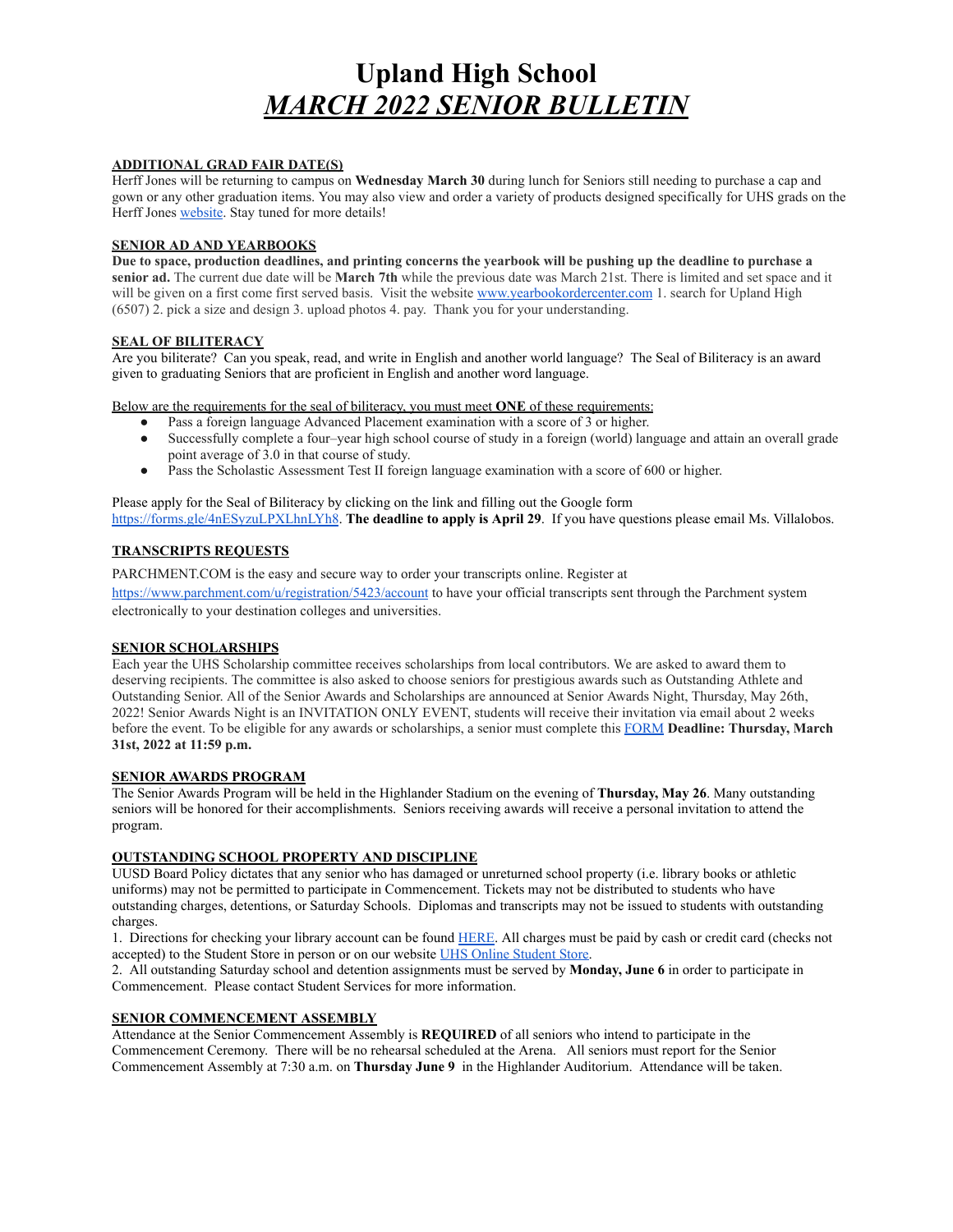# Upland High School

## *MARCH 2022 SENIOR BULLETIN*

**ADDITIONAL GRAD FAIR DATE(S)**

Herff Jones will be returning to campus on **Wednesday March 30** during lunch for Seniors still needing to purchase a cap and gown or any other graduation items. You may also view and order a variety of products designed specifically for UHS grads on the Herff Jones website. Stay tuned for more details!

**SENIOR AD AND YEARBOOKS**

**Due to space, production deadlines, and printing concerns the yearbook will be pushing up the deadline to purchase a senior ad.** The current due date will be **March 7th** while the previous date was March 21st. There is limited and set space and it will be given on a first come first served basis. Visit the website www.yearbookordercenter.com 1. search for Upland High (6507) 2. pick a size and design 3. upload photos 4. pay. Thank you for your understanding.

**SEAL OF BILITERACY**

Are you biliterate? Can you speak, read, and write in English and another world language? The Seal of Biliteracy is an award given to graduating Seniors that are proficient in English and another word language.

Below are the requirements for the seal of biliteracy, you must meet **ONE** of these requirements:

- Pass a foreign language Advanced Placement examination with a score of 3 or higher.
- Successfully complete a four–year high school course of study in a foreign (world) language and attain an overall grade point average of 3.0 in that course of study.
- Pass the Scholastic Assessment Test II foreign language examination with a score of 600 or higher.

Please apply for the Seal of Biliteracy by clicking on the link and filling out the Google form https://forms.gle/4nESyzuLPXLhnLYh8. **The deadline to apply is April 29**. If you have questions please email Ms. Villalobos.

**TRANSCRIPTS REQUESTS**

PARCHMENT.COM is the easy and secure way to order your transcripts online. Register at https://www.parchment.com/u/registration/5423/account to have your official transcripts sent through the Parchment system electronically to your destination colleges and universities.

**SENIOR SCHOLARSHIPS**

Each year the UHS Scholarship committee receives scholarships from local contributors. We are asked to award them to deserving recipients. The committee is also asked to choose seniors for prestigious awards such as Outstanding Athlete and Outstanding Senior. All of the Senior Awards and Scholarships are announced at Senior Awards Night, Thursday, May 26th, 2022! Senior Awards Night is an INVITATION ONLY EVENT, students will receive their invitation via email about 2 weeks before the event. To be eligible for any awards or scholarships, a senior must complete this FORM **Deadline: Thursday, March 31st, 2022 at 11:59 p.m.**

**SENIOR AWARDS PROGRAM**

The Senior Awards Program will be held in the Highlander Stadium on the evening of **Thursday, May 26**. Many outstanding seniors will be honored for their accomplishments. Seniors receiving awards will receive a personal invitation to attend the program.

**OUTSTANDING SCHOOL PROPERTY AND DISCIPLINE**

UUSD Board Policy dictates that any senior who has damaged or unreturned school property (i.e. library books or athletic uniforms) may not be permitted to participate in Commencement. Tickets may not be distributed to students who have outstanding charges, detentions, or Saturday Schools. Diplomas and transcripts may not be issued to students with outstanding charges.

1. Directions for checking your library account can be found HERE. All charges must be paid by cash or credit card (checks not accepted) to the Student Store in person or on our website UHS Online Student Store.
2. All outstanding Saturday school and detention assignments must be served by **Monday, June 6** in order to participate in Commencement. Please contact Student Services for more information.

**SENIOR COMMENCEMENT ASSEMBLY**

Attendance at the Senior Commencement Assembly is **REQUIRED** of all seniors who intend to participate in the Commencement Ceremony. There will be no rehearsal scheduled at the Arena. All seniors must report for the Senior Commencement Assembly at 7:30 a.m. on **Thursday June 9** in the Highlander Auditorium. Attendance will be taken.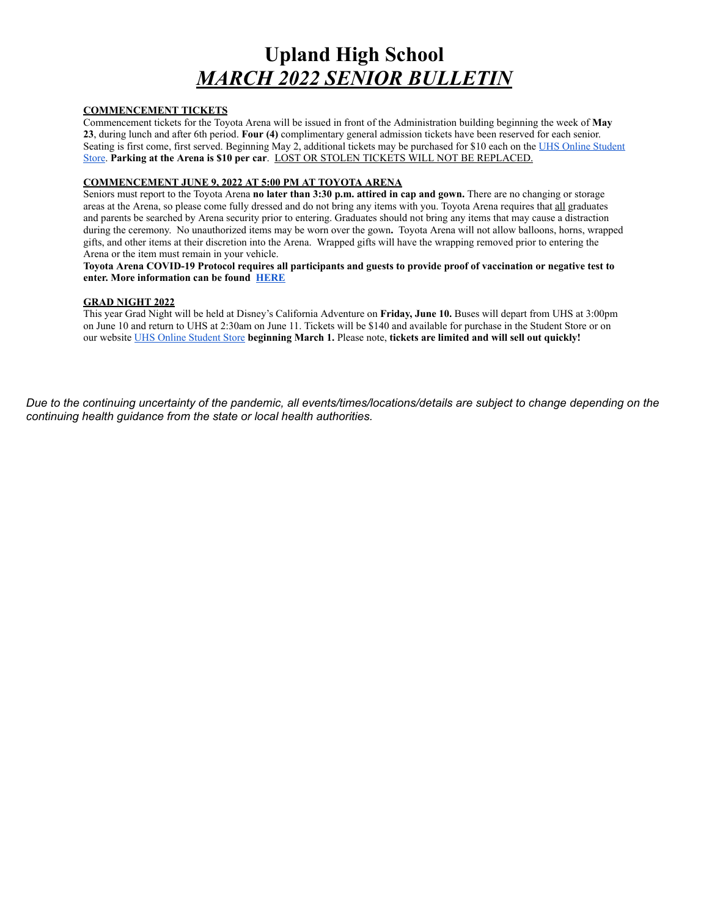# Upland High School
## ***MARCH 2022 SENIOR BULLETIN***

**COMMENCEMENT TICKETS**

Commencement tickets for the Toyota Arena will be issued in front of the Administration building beginning the week of **May 23**, during lunch and after 6th period. **Four (4)** complimentary general admission tickets have been reserved for each senior. Seating is first come, first served. Beginning May 2, additional tickets may be purchased for $10 each on the UHS Online Student Store. **Parking at the Arena is $10 per car**. LOST OR STOLEN TICKETS WILL NOT BE REPLACED.

**COMMENCEMENT JUNE 9, 2022 AT 5:00 PM AT TOYOTA ARENA**

Seniors must report to the Toyota Arena **no later than 3:30 p.m. attired in cap and gown.** There are no changing or storage areas at the Arena, so please come fully dressed and do not bring any items with you. Toyota Arena requires that all graduates and parents be searched by Arena security prior to entering. Graduates should not bring any items that may cause a distraction during the ceremony. No unauthorized items may be worn over the gown**.** Toyota Arena will not allow balloons, horns, wrapped gifts, and other items at their discretion into the Arena. Wrapped gifts will have the wrapping removed prior to entering the Arena or the item must remain in your vehicle.

**Toyota Arena COVID-19 Protocol requires all participants and guests to provide proof of vaccination or negative test to enter. More information can be found HERE**

**GRAD NIGHT 2022**

This year Grad Night will be held at Disney's California Adventure on **Friday, June 10.** Buses will depart from UHS at 3:00pm on June 10 and return to UHS at 2:30am on June 11. Tickets will be $140 and available for purchase in the Student Store or on our website UHS Online Student Store **beginning March 1.** Please note, **tickets are limited and will sell out quickly!**

*Due to the continuing uncertainty of the pandemic, all events/times/locations/details are subject to change depending on the continuing health guidance from the state or local health authorities.*